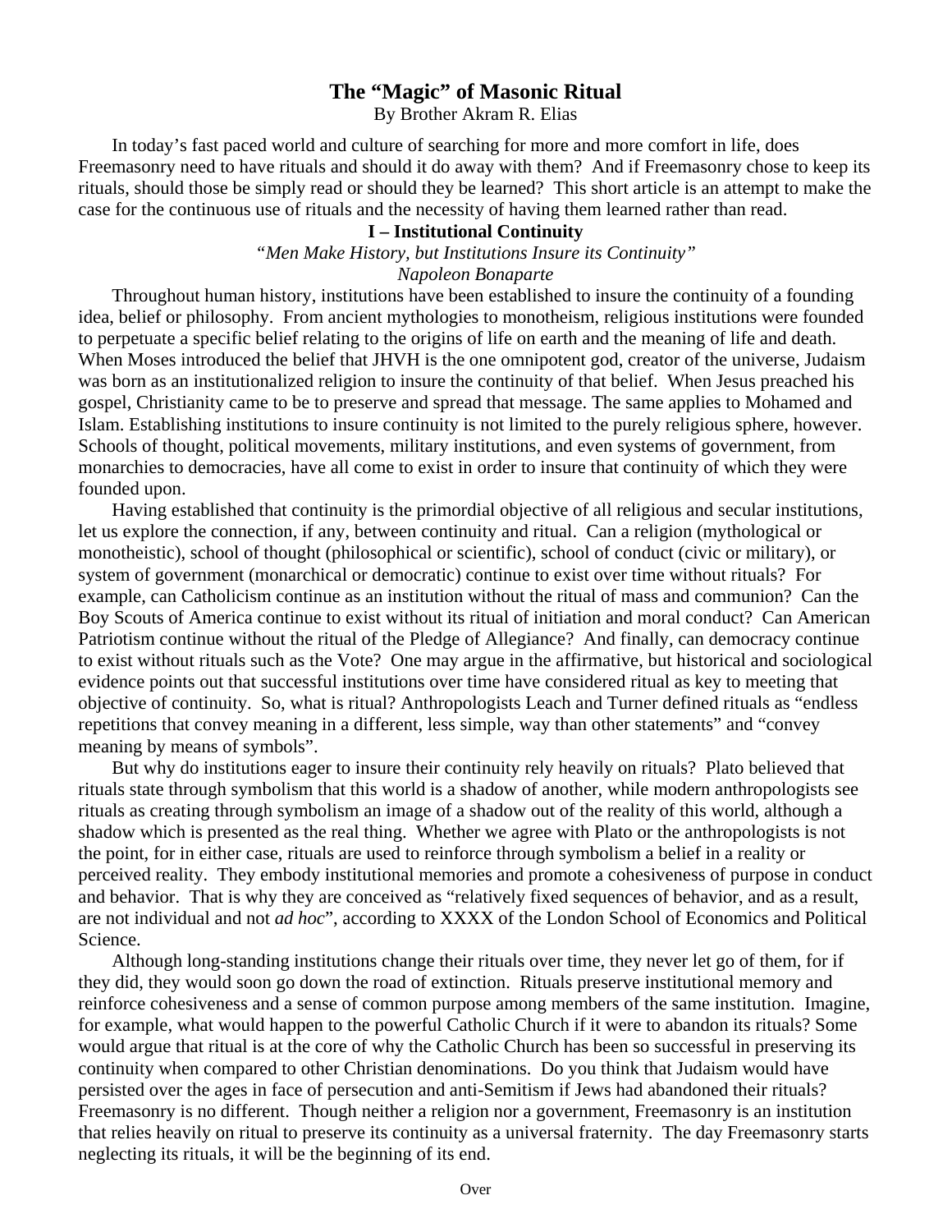# The "Magic" of Masonic Ritual

By Brother Akram R. Elias

In today's fast paced world and culture of searching for more and more comfort in life, does Freemasonry need to have rituals and should it do away with them? And if Freemasonry chose to keep its rituals, should those be simply read or should they be learned? This short article is an attempt to make the case for the continuous use of rituals and the necessity of having them learned rather than read.

## I – Institutional Continuity

*"Men Make History, but Institutions Insure its Continuity"*
*Napoleon Bonaparte*

Throughout human history, institutions have been established to insure the continuity of a founding idea, belief or philosophy. From ancient mythologies to monotheism, religious institutions were founded to perpetuate a specific belief relating to the origins of life on earth and the meaning of life and death. When Moses introduced the belief that JHVH is the one omnipotent god, creator of the universe, Judaism was born as an institutionalized religion to insure the continuity of that belief. When Jesus preached his gospel, Christianity came to be to preserve and spread that message. The same applies to Mohamed and Islam. Establishing institutions to insure continuity is not limited to the purely religious sphere, however. Schools of thought, political movements, military institutions, and even systems of government, from monarchies to democracies, have all come to exist in order to insure that continuity of which they were founded upon.

Having established that continuity is the primordial objective of all religious and secular institutions, let us explore the connection, if any, between continuity and ritual. Can a religion (mythological or monotheistic), school of thought (philosophical or scientific), school of conduct (civic or military), or system of government (monarchical or democratic) continue to exist over time without rituals? For example, can Catholicism continue as an institution without the ritual of mass and communion? Can the Boy Scouts of America continue to exist without its ritual of initiation and moral conduct? Can American Patriotism continue without the ritual of the Pledge of Allegiance? And finally, can democracy continue to exist without rituals such as the Vote? One may argue in the affirmative, but historical and sociological evidence points out that successful institutions over time have considered ritual as key to meeting that objective of continuity. So, what is ritual? Anthropologists Leach and Turner defined rituals as "endless repetitions that convey meaning in a different, less simple, way than other statements" and "convey meaning by means of symbols".

But why do institutions eager to insure their continuity rely heavily on rituals? Plato believed that rituals state through symbolism that this world is a shadow of another, while modern anthropologists see rituals as creating through symbolism an image of a shadow out of the reality of this world, although a shadow which is presented as the real thing. Whether we agree with Plato or the anthropologists is not the point, for in either case, rituals are used to reinforce through symbolism a belief in a reality or perceived reality. They embody institutional memories and promote a cohesiveness of purpose in conduct and behavior. That is why they are conceived as "relatively fixed sequences of behavior, and as a result, are not individual and not *ad hoc*", according to XXXX of the London School of Economics and Political Science.

Although long-standing institutions change their rituals over time, they never let go of them, for if they did, they would soon go down the road of extinction. Rituals preserve institutional memory and reinforce cohesiveness and a sense of common purpose among members of the same institution. Imagine, for example, what would happen to the powerful Catholic Church if it were to abandon its rituals? Some would argue that ritual is at the core of why the Catholic Church has been so successful in preserving its continuity when compared to other Christian denominations. Do you think that Judaism would have persisted over the ages in face of persecution and anti-Semitism if Jews had abandoned their rituals? Freemasonry is no different. Though neither a religion nor a government, Freemasonry is an institution that relies heavily on ritual to preserve its continuity as a universal fraternity. The day Freemasonry starts neglecting its rituals, it will be the beginning of its end.

Over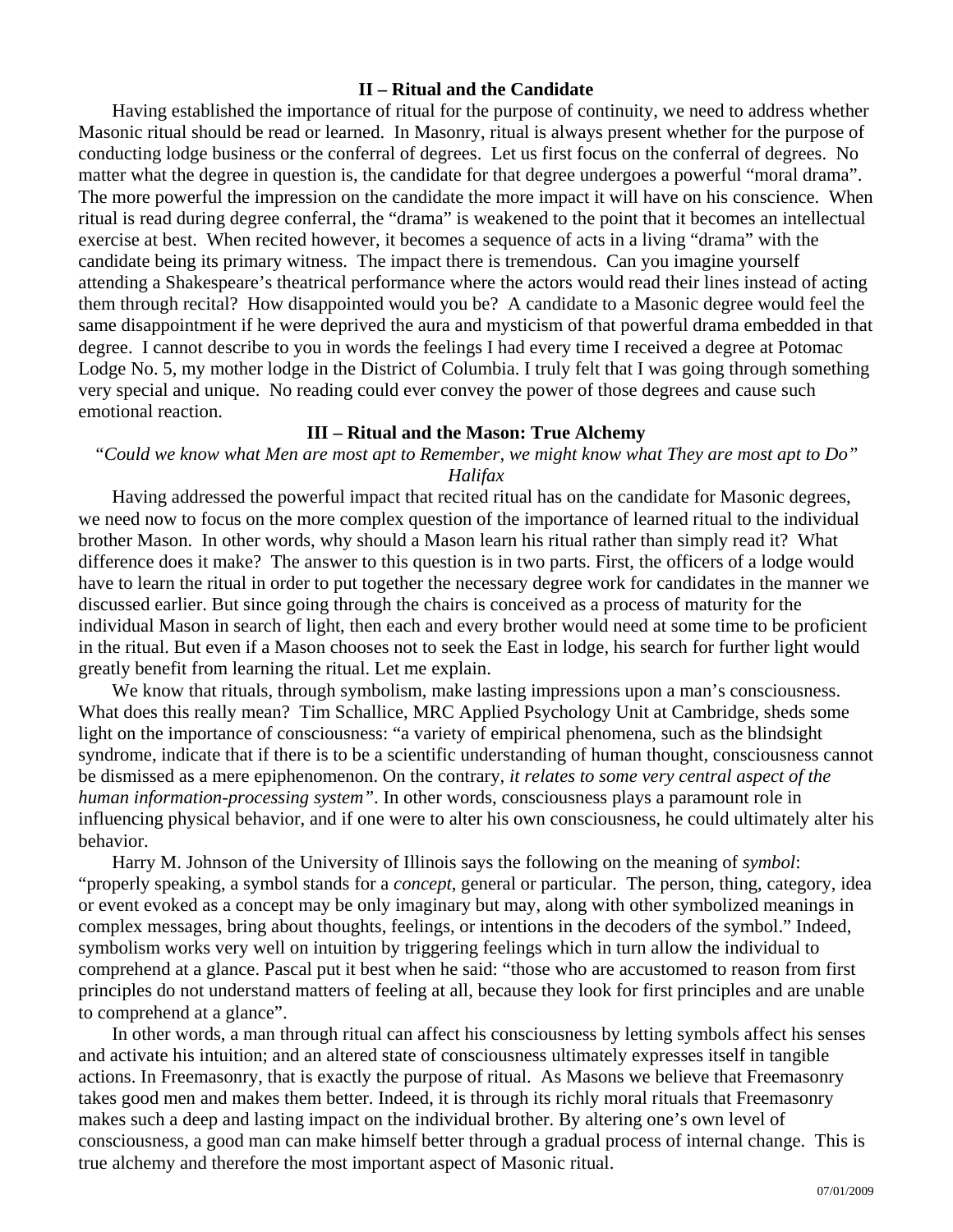## II – Ritual and the Candidate

Having established the importance of ritual for the purpose of continuity, we need to address whether Masonic ritual should be read or learned. In Masonry, ritual is always present whether for the purpose of conducting lodge business or the conferral of degrees. Let us first focus on the conferral of degrees. No matter what the degree in question is, the candidate for that degree undergoes a powerful "moral drama". The more powerful the impression on the candidate the more impact it will have on his conscience. When ritual is read during degree conferral, the "drama" is weakened to the point that it becomes an intellectual exercise at best. When recited however, it becomes a sequence of acts in a living "drama" with the candidate being its primary witness. The impact there is tremendous. Can you imagine yourself attending a Shakespeare's theatrical performance where the actors would read their lines instead of acting them through recital? How disappointed would you be? A candidate to a Masonic degree would feel the same disappointment if he were deprived the aura and mysticism of that powerful drama embedded in that degree. I cannot describe to you in words the feelings I had every time I received a degree at Potomac Lodge No. 5, my mother lodge in the District of Columbia. I truly felt that I was going through something very special and unique. No reading could ever convey the power of those degrees and cause such emotional reaction.

## III – Ritual and the Mason: True Alchemy

*"Could we know what Men are most apt to Remember, we might know what They are most apt to Do" Halifax*

Having addressed the powerful impact that recited ritual has on the candidate for Masonic degrees, we need now to focus on the more complex question of the importance of learned ritual to the individual brother Mason. In other words, why should a Mason learn his ritual rather than simply read it? What difference does it make? The answer to this question is in two parts. First, the officers of a lodge would have to learn the ritual in order to put together the necessary degree work for candidates in the manner we discussed earlier. But since going through the chairs is conceived as a process of maturity for the individual Mason in search of light, then each and every brother would need at some time to be proficient in the ritual. But even if a Mason chooses not to seek the East in lodge, his search for further light would greatly benefit from learning the ritual. Let me explain.

We know that rituals, through symbolism, make lasting impressions upon a man's consciousness. What does this really mean? Tim Schallice, MRC Applied Psychology Unit at Cambridge, sheds some light on the importance of consciousness: "a variety of empirical phenomena, such as the blindsight syndrome, indicate that if there is to be a scientific understanding of human thought, consciousness cannot be dismissed as a mere epiphenomenon. On the contrary, *it relates to some very central aspect of the human information-processing system"*. In other words, consciousness plays a paramount role in influencing physical behavior, and if one were to alter his own consciousness, he could ultimately alter his behavior.

Harry M. Johnson of the University of Illinois says the following on the meaning of *symbol*: "properly speaking, a symbol stands for a *concept*, general or particular. The person, thing, category, idea or event evoked as a concept may be only imaginary but may, along with other symbolized meanings in complex messages, bring about thoughts, feelings, or intentions in the decoders of the symbol." Indeed, symbolism works very well on intuition by triggering feelings which in turn allow the individual to comprehend at a glance. Pascal put it best when he said: "those who are accustomed to reason from first principles do not understand matters of feeling at all, because they look for first principles and are unable to comprehend at a glance".

In other words, a man through ritual can affect his consciousness by letting symbols affect his senses and activate his intuition; and an altered state of consciousness ultimately expresses itself in tangible actions. In Freemasonry, that is exactly the purpose of ritual. As Masons we believe that Freemasonry takes good men and makes them better. Indeed, it is through its richly moral rituals that Freemasonry makes such a deep and lasting impact on the individual brother. By altering one's own level of consciousness, a good man can make himself better through a gradual process of internal change. This is true alchemy and therefore the most important aspect of Masonic ritual.